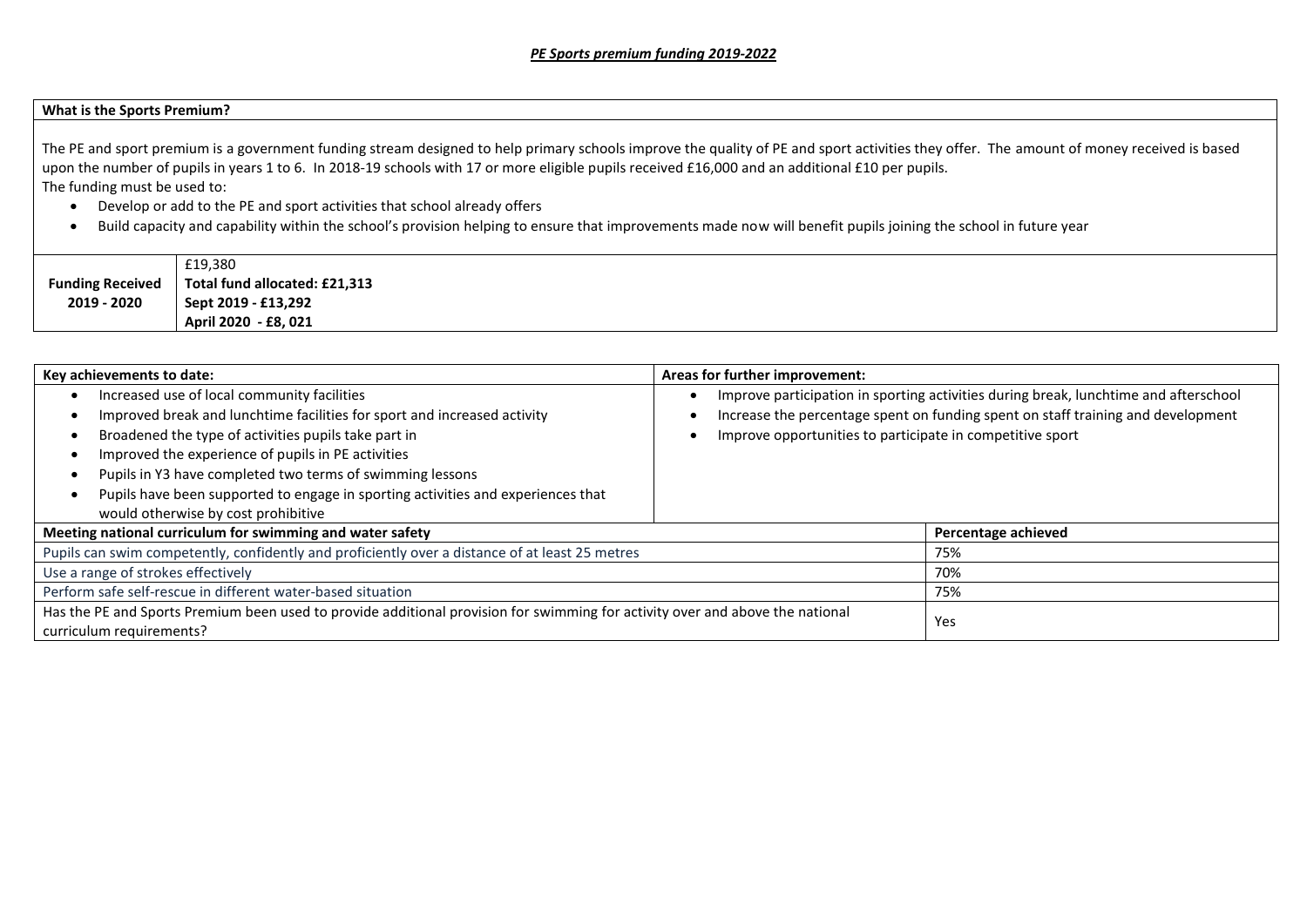***PE Sports premium funding 2019-2022***

| **What is the Sports Premium?** |
|---|
| The PE and sport premium is a government funding stream designed to help primary schools improve the quality of PE and sport activities they offer. The amount of money received is based upon the number of pupils in years 1 to 6. In 2018-19 schools with 17 or more eligible pupils received £16,000 and an additional £10 per pupils.<br>The funding must be used to:<br>• Develop or add to the PE and sport activities that school already offers<br>• Build capacity and capability within the school's provision helping to ensure that improvements made now will benefit pupils joining the school in future year |

| **Funding Received 2019 - 2020** | £19,380<br>**Total fund allocated: £21,313**<br>**Sept 2019 - £13,292**<br>**April 2020 - £8, 021** |
|---|---|

| **Key achievements to date:** | **Areas for further improvement:** |
|---|---|
| • Increased use of local community facilities<br>• Improved break and lunchtime facilities for sport and increased activity<br>• Broadened the type of activities pupils take part in<br>• Improved the experience of pupils in PE activities<br>• Pupils in Y3 have completed two terms of swimming lessons<br>• Pupils have been supported to engage in sporting activities and experiences that would otherwise by cost prohibitive | • Improve participation in sporting activities during break, lunchtime and afterschool<br>• Increase the percentage spent on funding spent on staff training and development<br>• Improve opportunities to participate in competitive sport |

| **Meeting national curriculum for swimming and water safety** | **Percentage achieved** |
|---|---|
| Pupils can swim competently, confidently and proficiently over a distance of at least 25 metres | 75% |
| Use a range of strokes effectively | 70% |
| Perform safe self-rescue in different water-based situation | 75% |
| Has the PE and Sports Premium been used to provide additional provision for swimming for activity over and above the national curriculum requirements? | Yes |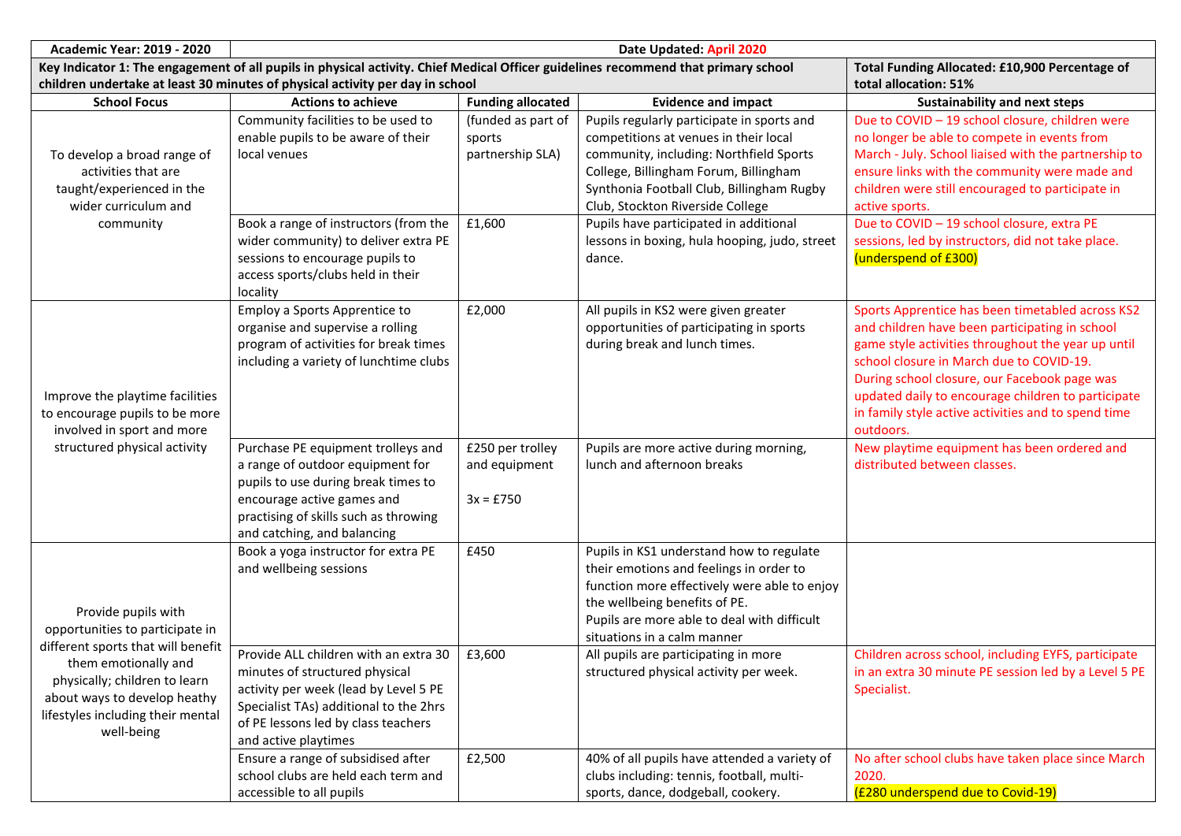| Academic Year: 2019 - 2020 | Date Updated: April 2020 | | | |
|---|---|---|---|---|
| **Key Indicator 1: The engagement of all pupils in physical activity. Chief Medical Officer guidelines recommend that primary school children undertake at least 30 minutes of physical activity per day in school** | | | | **Total Funding Allocated: £10,900 Percentage of total allocation: 51%** |
| **School Focus** | **Actions to achieve** | **Funding allocated** | **Evidence and impact** | **Sustainability and next steps** |
| To develop a broad range of activities that are taught/experienced in the wider curriculum and community | Community facilities to be used to enable pupils to be aware of their local venues | (funded as part of sports partnership SLA) | Pupils regularly participate in sports and competitions at venues in their local community, including: Northfield Sports College, Billingham Forum, Billingham Synthonia Football Club, Billingham Rugby Club, Stockton Riverside College | Due to COVID – 19 school closure, children were no longer be able to compete in events from March - July. School liaised with the partnership to ensure links with the community were made and children were still encouraged to participate in active sports. |
| | Book a range of instructors (from the wider community) to deliver extra PE sessions to encourage pupils to access sports/clubs held in their locality | £1,600 | Pupils have participated in additional lessons in boxing, hula hooping, judo, street dance. | Due to COVID – 19 school closure, extra PE sessions, led by instructors, did not take place. (underspend of £300) |
| Improve the playtime facilities to encourage pupils to be more involved in sport and more structured physical activity | Employ a Sports Apprentice to organise and supervise a rolling program of activities for break times including a variety of lunchtime clubs | £2,000 | All pupils in KS2 were given greater opportunities of participating in sports during break and lunch times. | Sports Apprentice has been timetabled across KS2 and children have been participating in school game style activities throughout the year up until school closure in March due to COVID-19. During school closure, our Facebook page was updated daily to encourage children to participate in family style active activities and to spend time outdoors. |
| | Purchase PE equipment trolleys and a range of outdoor equipment for pupils to use during break times to encourage active games and practising of skills such as throwing and catching, and balancing | £250 per trolley and equipment 3x = £750 | Pupils are more active during morning, lunch and afternoon breaks | New playtime equipment has been ordered and distributed between classes. |
| Provide pupils with opportunities to participate in different sports that will benefit them emotionally and physically; children to learn about ways to develop heathy lifestyles including their mental well-being | Book a yoga instructor for extra PE and wellbeing sessions | £450 | Pupils in KS1 understand how to regulate their emotions and feelings in order to function more effectively were able to enjoy the wellbeing benefits of PE. Pupils are more able to deal with difficult situations in a calm manner | |
| | Provide ALL children with an extra 30 minutes of structured physical activity per week (lead by Level 5 PE Specialist TAs) additional to the 2hrs of PE lessons led by class teachers and active playtimes | £3,600 | All pupils are participating in more structured physical activity per week. | Children across school, including EYFS, participate in an extra 30 minute PE session led by a Level 5 PE Specialist. |
| | Ensure a range of subsidised after school clubs are held each term and accessible to all pupils | £2,500 | 40% of all pupils have attended a variety of clubs including: tennis, football, multi-sports, dance, dodgeball, cookery. | No after school clubs have taken place since March 2020. (£280 underspend due to Covid-19) |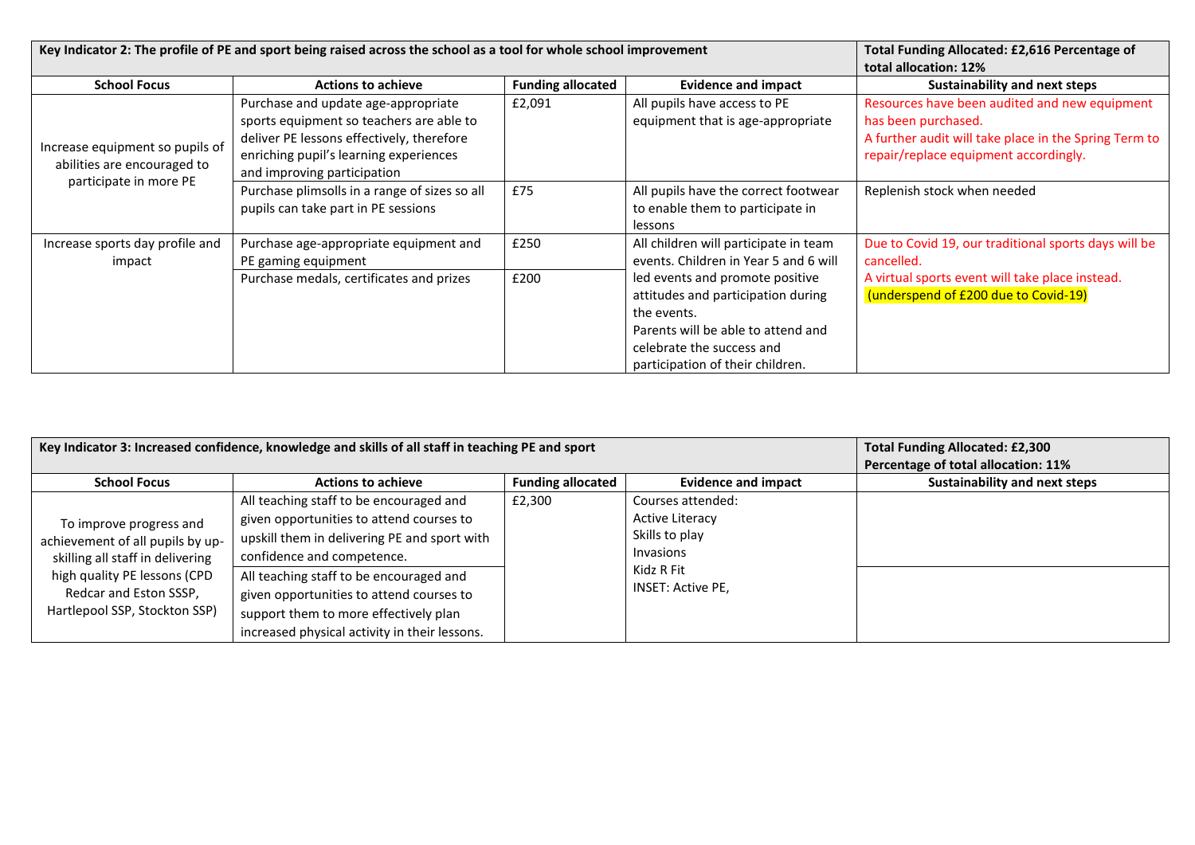| Key Indicator 2: The profile of PE and sport being raised across the school as a tool for whole school improvement | | | | Total Funding Allocated: £2,616 Percentage of total allocation: 12% |
|---|---|---|---|---|
| **School Focus** | **Actions to achieve** | **Funding allocated** | **Evidence and impact** | **Sustainability and next steps** |
| Increase equipment so pupils of abilities are encouraged to participate in more PE | Purchase and update age-appropriate sports equipment so teachers are able to deliver PE lessons effectively, therefore enriching pupil's learning experiences and improving participation | £2,091 | All pupils have access to PE equipment that is age-appropriate | Resources have been audited and new equipment has been purchased. A further audit will take place in the Spring Term to repair/replace equipment accordingly. |
| | Purchase plimsolls in a range of sizes so all pupils can take part in PE sessions | £75 | All pupils have the correct footwear to enable them to participate in lessons | Replenish stock when needed |
| Increase sports day profile and impact | Purchase age-appropriate equipment and PE gaming equipment | £250 | All children will participate in team events. Children in Year 5 and 6 will led events and promote positive attitudes and participation during the events. Parents will be able to attend and celebrate the success and participation of their children. | Due to Covid 19, our traditional sports days will be cancelled. A virtual sports event will take place instead. (underspend of £200 due to Covid-19) |
| | Purchase medals, certificates and prizes | £200 | | |

| Key Indicator 3: Increased confidence, knowledge and skills of all staff in teaching PE and sport | | | | Total Funding Allocated: £2,300 Percentage of total allocation: 11% |
|---|---|---|---|---|
| **School Focus** | **Actions to achieve** | **Funding allocated** | **Evidence and impact** | **Sustainability and next steps** |
| To improve progress and achievement of all pupils by up-skilling all staff in delivering high quality PE lessons (CPD Redcar and Eston SSSP, Hartlepool SSP, Stockton SSP) | All teaching staff to be encouraged and given opportunities to attend courses to upskill them in delivering PE and sport with confidence and competence. | £2,300 | Courses attended: Active Literacy Skills to play Invasions Kidz R Fit INSET: Active PE, | |
| | All teaching staff to be encouraged and given opportunities to attend courses to support them to more effectively plan increased physical activity in their lessons. | | | |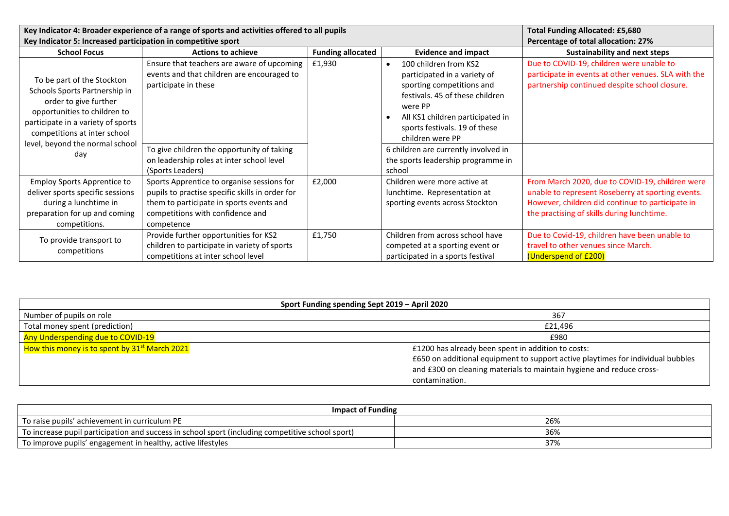| Key Indicator 4: Broader experience of a range of sports and activities offered to all pupils<br>Key Indicator 5: Increased participation in competitive sport | | | | Total Funding Allocated: £5,680<br>Percentage of total allocation: 27% |
|---|---|---|---|---|
| **School Focus** | **Actions to achieve** | **Funding allocated** | **Evidence and impact** | **Sustainability and next steps** |
| To be part of the Stockton Schools Sports Partnership in order to give further opportunities to children to participate in a variety of sports competitions at inter school level, beyond the normal school day | Ensure that teachers are aware of upcoming events and that children are encouraged to participate in these | £1,930 | • 100 children from KS2 participated in a variety of sporting competitions and festivals. 45 of these children were PP<br>• All KS1 children participated in sports festivals. 19 of these children were PP | Due to COVID-19, children were unable to participate in events at other venues. SLA with the partnership continued despite school closure. |
| | To give children the opportunity of taking on leadership roles at inter school level (Sports Leaders) | | 6 children are currently involved in the sports leadership programme in school | |
| Employ Sports Apprentice to deliver sports specific sessions during a lunchtime in preparation for up and coming competitions. | Sports Apprentice to organise sessions for pupils to practise specific skills in order for them to participate in sports events and competitions with confidence and competence | £2,000 | Children were more active at lunchtime. Representation at sporting events across Stockton | From March 2020, due to COVID-19, children were unable to represent Roseberry at sporting events. However, children did continue to participate in the practising of skills during lunchtime. |
| To provide transport to competitions | Provide further opportunities for KS2 children to participate in variety of sports competitions at inter school level | £1,750 | Children from across school have competed at a sporting event or participated in a sports festival | Due to Covid-19, children have been unable to travel to other venues since March.<br>(Underspend of £200) |

| Sport Funding spending Sept 2019 – April 2020 | |
|---|---|
| Number of pupils on role | 367 |
| Total money spent (prediction) | £21,496 |
| Any Underspending due to COVID-19 | £980 |
| How this money is to spent by 31st March 2021 | £1200 has already been spent in addition to costs:<br>£650 on additional equipment to support active playtimes for individual bubbles and £300 on cleaning materials to maintain hygiene and reduce cross-contamination. |

| Impact of Funding | |
|---|---|
| To raise pupils' achievement in curriculum PE | 26% |
| To increase pupil participation and success in school sport (including competitive school sport) | 36% |
| To improve pupils' engagement in healthy, active lifestyles | 37% |